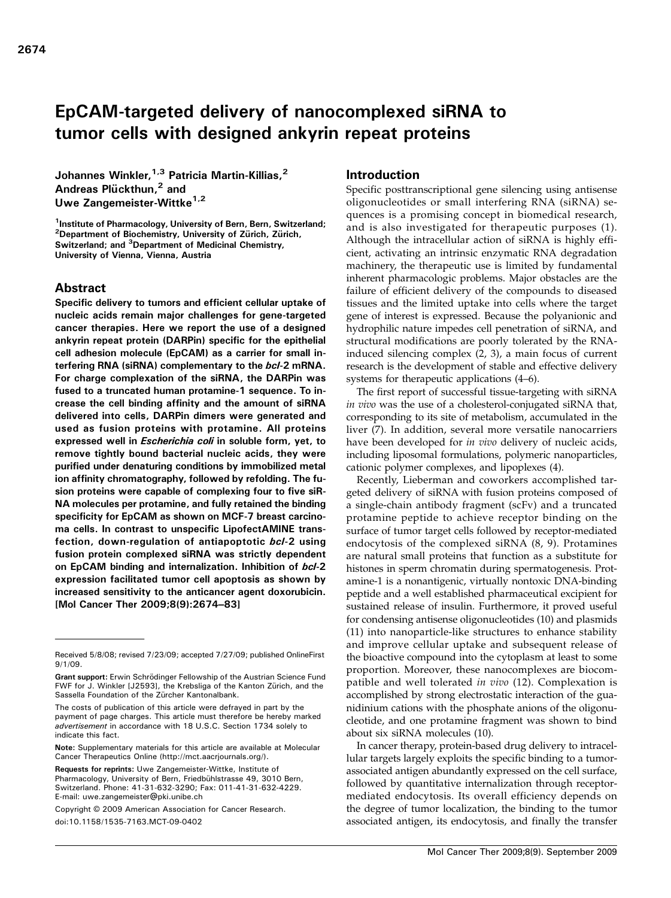# EpCAM-targeted delivery of nanocomplexed siRNA to tumor cells with designed ankyrin repeat proteins

Johannes Winkler,[1,3] Patricia Martin-Killias,[2] Andreas Plückthun,[2] and Uwe Zangemeister-Wittke[1,2]

[1]Institute of Pharmacology, University of Bern, Bern, Switzerland; [2]Department of Biochemistry, University of Zürich, Zürich, Switzerland; and [3]Department of Medicinal Chemistry, University of Vienna, Vienna, Austria

## Abstract

**Specific delivery to tumors and efficient cellular uptake of nucleic acids remain major challenges for gene-targeted cancer therapies. Here we report the use of a designed ankyrin repeat protein (DARPin) specific for the epithelial cell adhesion molecule (EpCAM) as a carrier for small interfering RNA (siRNA) complementary to the *bcl*-2 mRNA. For charge complexation of the siRNA, the DARPin was fused to a truncated human protamine-1 sequence. To increase the cell binding affinity and the amount of siRNA delivered into cells, DARPin dimers were generated and used as fusion proteins with protamine. All proteins expressed well in *Escherichia coli* in soluble form, yet, to remove tightly bound bacterial nucleic acids, they were purified under denaturing conditions by immobilized metal ion affinity chromatography, followed by refolding. The fusion proteins were capable of complexing four to five siRNA molecules per protamine, and fully retained the binding specificity for EpCAM as shown on MCF-7 breast carcinoma cells. In contrast to unspecific LipofectAMINE transfection, down-regulation of antiapoptotic *bcl*-2 using fusion protein complexed siRNA was strictly dependent on EpCAM binding and internalization. Inhibition of *bcl*-2 expression facilitated tumor cell apoptosis as shown by increased sensitivity to the anticancer agent doxorubicin. [Mol Cancer Ther 2009;8(9):2674–83]**

Received 5/8/08; revised 7/23/09; accepted 7/27/09; published OnlineFirst 9/1/09.

**Grant support:** Erwin Schrödinger Fellowship of the Austrian Science Fund FWF for J. Winkler [J2593], the Krebsliga of the Kanton Zürich, and the Sassella Foundation of the Zürcher Kantonalbank.

The costs of publication of this article were defrayed in part by the payment of page charges. This article must therefore be hereby marked *advertisement* in accordance with 18 U.S.C. Section 1734 solely to indicate this fact.

**Note:** Supplementary materials for this article are available at Molecular Cancer Therapeutics Online (http://mct.aacrjournals.org/).

**Requests for reprints:** Uwe Zangemeister-Wittke, Institute of Pharmacology, University of Bern, Friedbühlstrasse 49, 3010 Bern, Switzerland. Phone: 41-31-632-3290; Fax: 011-41-31-632-4229. E-mail: uwe.zangemeister@pki.unibe.ch

Copyright © 2009 American Association for Cancer Research.

doi:10.1158/1535-7163.MCT-09-0402

## Introduction

Specific posttranscriptional gene silencing using antisense oligonucleotides or small interfering RNA (siRNA) sequences is a promising concept in biomedical research, and is also investigated for therapeutic purposes (1). Although the intracellular action of siRNA is highly efficient, activating an intrinsic enzymatic RNA degradation machinery, the therapeutic use is limited by fundamental inherent pharmacologic problems. Major obstacles are the failure of efficient delivery of the compounds to diseased tissues and the limited uptake into cells where the target gene of interest is expressed. Because the polyanionic and hydrophilic nature impedes cell penetration of siRNA, and structural modifications are poorly tolerated by the RNA-induced silencing complex (2, 3), a main focus of current research is the development of stable and effective delivery systems for therapeutic applications (4–6).

The first report of successful tissue-targeting with siRNA *in vivo* was the use of a cholesterol-conjugated siRNA that, corresponding to its site of metabolism, accumulated in the liver (7). In addition, several more versatile nanocarriers have been developed for *in vivo* delivery of nucleic acids, including liposomal formulations, polymeric nanoparticles, cationic polymer complexes, and lipoplexes (4).

Recently, Lieberman and coworkers accomplished targeted delivery of siRNA with fusion proteins composed of a single-chain antibody fragment (scFv) and a truncated protamine peptide to achieve receptor binding on the surface of tumor target cells followed by receptor-mediated endocytosis of the complexed siRNA (8, 9). Protamines are natural small proteins that function as a substitute for histones in sperm chromatin during spermatogenesis. Protamine-1 is a nonantigenic, virtually nontoxic DNA-binding peptide and a well established pharmaceutical excipient for sustained release of insulin. Furthermore, it proved useful for condensing antisense oligonucleotides (10) and plasmids (11) into nanoparticle-like structures to enhance stability and improve cellular uptake and subsequent release of the bioactive compound into the cytoplasm at least to some proportion. Moreover, these nanocomplexes are biocompatible and well tolerated *in vivo* (12). Complexation is accomplished by strong electrostatic interaction of the guanidinium cations with the phosphate anions of the oligonucleotide, and one protamine fragment was shown to bind about six siRNA molecules (10).

In cancer therapy, protein-based drug delivery to intracellular targets largely exploits the specific binding to a tumor-associated antigen abundantly expressed on the cell surface, followed by quantitative internalization through receptor-mediated endocytosis. Its overall efficiency depends on the degree of tumor localization, the binding to the tumor associated antigen, its endocytosis, and finally the transfer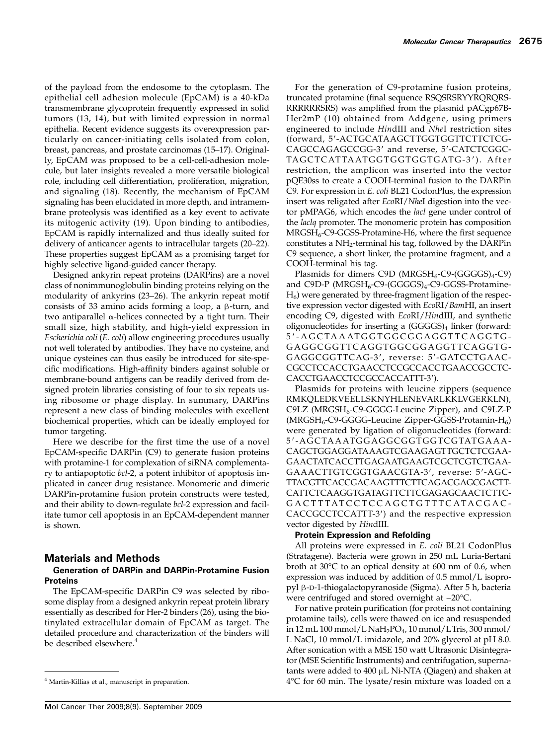of the payload from the endosome to the cytoplasm. The epithelial cell adhesion molecule (EpCAM) is a 40-kDa transmembrane glycoprotein frequently expressed in solid tumors (13, 14), but with limited expression in normal epithelia. Recent evidence suggests its overexpression particularly on cancer-initiating cells isolated from colon, breast, pancreas, and prostate carcinomas (15–17). Originally, EpCAM was proposed to be a cell-cell-adhesion molecule, but later insights revealed a more versatile biological role, including cell differentiation, proliferation, migration, and signaling (18). Recently, the mechanism of EpCAM signaling has been elucidated in more depth, and intramembrane proteolysis was identified as a key event to activate its mitogenic activity (19). Upon binding to antibodies, EpCAM is rapidly internalized and thus ideally suited for delivery of anticancer agents to intracellular targets (20–22). These properties suggest EpCAM as a promising target for highly selective ligand-guided cancer therapy.

Designed ankyrin repeat proteins (DARPins) are a novel class of nonimmunoglobulin binding proteins relying on the modularity of ankyrins (23–26). The ankyrin repeat motif consists of 33 amino acids forming a loop, a β-turn, and two antiparallel α-helices connected by a tight turn. Their small size, high stability, and high-yield expression in *Escherichia coli* (*E. coli*) allow engineering procedures usually not well tolerated by antibodies. They have no cysteine, and unique cysteines can thus easily be introduced for site-specific modifications. High-affinity binders against soluble or membrane-bound antigens can be readily derived from designed protein libraries consisting of four to six repeats using ribosome or phage display. In summary, DARPins represent a new class of binding molecules with excellent biochemical properties, which can be ideally employed for tumor targeting.

Here we describe for the first time the use of a novel EpCAM-specific DARPin (C9) to generate fusion proteins with protamine-1 for complexation of siRNA complementary to antiapoptotic *bcl*-2, a potent inhibitor of apoptosis implicated in cancer drug resistance. Monomeric and dimeric DARPin-protamine fusion protein constructs were tested, and their ability to down-regulate *bcl*-2 expression and facilitate tumor cell apoptosis in an EpCAM-dependent manner is shown.

## Materials and Methods

### Generation of DARPin and DARPin-Protamine Fusion Proteins

The EpCAM-specific DARPin C9 was selected by ribosome display from a designed ankyrin repeat protein library essentially as described for Her-2 binders (26), using the biotinylated extracellular domain of EpCAM as target. The detailed procedure and characterization of the binders will be described elsewhere.[4]

For the generation of C9-protamine fusion proteins, truncated protamine (final sequence RSQSRSRYYRQRQRSRRRRRRSRS) was amplified from the plasmid pACgp67B-Her2mP (10) obtained from Addgene, using primers engineered to include *Hin*dIII and *Nhe*I restriction sites (forward, 5′-ACTGCATAAGCTTGGTGGTTCTTCTCGCAGCCAGAGCCGG-3′ and reverse, 5′-CATCTCGGCTAGCTCATTAATGGTGGTGGTGATG-3′). After restriction, the amplicon was inserted into the vector pQE30ss to create a COOH-terminal fusion to the DARPin C9. For expression in *E. coli* BL21 CodonPlus, the expression insert was religated after *Eco*RI/*Nhe*I digestion into the vector pMPAG6, which encodes the *lacI* gene under control of the *lacIq* promoter. The monomeric protein has composition MRGSH$_6$-C9-GGSS-Protamine-H6, where the first sequence constitutes a NH$_2$-terminal his tag, followed by the DARPin C9 sequence, a short linker, the protamine fragment, and a COOH-terminal his tag.

Plasmids for dimers C9D (MRGSH$_6$-C9-(GGGGS)$_4$-C9) and C9D-P (MRGSH$_6$-C9-(GGGGS)$_4$-C9-GGSS-Protamine-H$_6$) were generated by three-fragment ligation of the respective expression vector digested with *Eco*RI/*Bam*HI, an insert encoding C9, digested with *Eco*RI/*Hin*dIII, and synthetic oligonucleotides for inserting a (GGGGS)$_4$ linker (forward: 5′-AGCTAAATGGTGGCGGAGGTTCAGGTGGAGGCGGTTCAGGTGGCGGAGGTTCAGGTGGAGGCGGTTCAG-3′, reverse: 5′-GATCCTGAACCGCCTCCACCTGAACCTCCGCCACCTGAACCGCCTCCACCTGAACCTCCGCCACCATTT-3′).

Plasmids for proteins with leucine zippers (sequence RMKQLEDKVEELLSKNYHLENEVARLKKLVGERKLN), C9LZ (MRGSH$_6$-C9-GGGG-Leucine Zipper), and C9LZ-P (MRGSH$_6$-C9-GGGG-Leucine Zipper-GGSS-Protamin-H$_6$) were generated by ligation of oligonucleotides (forward: 5′-AGCTAAATGGAGGCGGTGGTCGTATGAAACAGCTGGAGGATAAAGTCGAAGAGTTGCTCTCGAAGAACTATCACCTTGAGAATGAAGTCGCTCGTCTGAAGAAACTTGTCGGTGAACGTA-3′, reverse: 5′-AGCTTACGTTCACCGACAAGTTTCTTCAGACGAGCGACTTCATTCTCAAGGTGATAGTTCTTCGAGAGCAACTCTTCGACTTTATCCTCCAGCTGTTTCATACGACCACCGCCTCCATTT-3′) and the respective expression vector digested by *Hin*dIII.

### Protein Expression and Refolding

All proteins were expressed in *E. coli* BL21 CodonPlus (Stratagene). Bacteria were grown in 250 mL Luria-Bertani broth at 30°C to an optical density at 600 nm of 0.6, when expression was induced by addition of 0.5 mmol/L isopropyl β-D-1-thiogalactopyranoside (Sigma). After 5 h, bacteria were centrifuged and stored overnight at −20°C.

For native protein purification (for proteins not containing protamine tails), cells were thawed on ice and resuspended in 12 mL 100 mmol/L NaH$_2$PO$_4$, 10 mmol/L Tris, 300 mmol/L NaCl, 10 mmol/L imidazole, and 20% glycerol at pH 8.0. After sonication with a MSE 150 watt Ultrasonic Disintegrator (MSE Scientific Instruments) and centrifugation, supernatants were added to 400 μL Ni-NTA (Qiagen) and shaken at 4°C for 60 min. The lysate/resin mixture was loaded on a

[4] Martin-Killias et al., manuscript in preparation.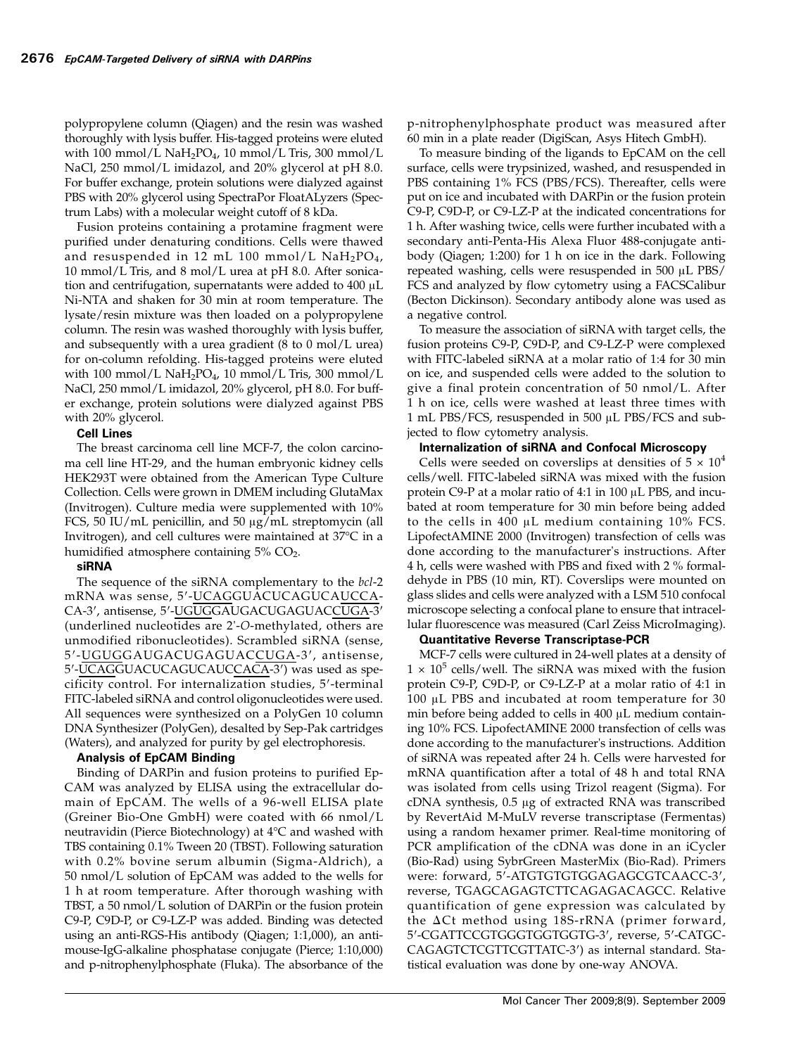polypropylene column (Qiagen) and the resin was washed thoroughly with lysis buffer. His-tagged proteins were eluted with 100 mmol/L $NaH_2PO_4$, 10 mmol/L Tris, 300 mmol/L NaCl, 250 mmol/L imidazol, and 20% glycerol at pH 8.0. For buffer exchange, protein solutions were dialyzed against PBS with 20% glycerol using SpectraPor FloatALyzers (Spectrum Labs) with a molecular weight cutoff of 8 kDa.

Fusion proteins containing a protamine fragment were purified under denaturing conditions. Cells were thawed and resuspended in 12 mL 100 mmol/L $NaH_2PO_4$, 10 mmol/L Tris, and 8 mol/L urea at pH 8.0. After sonication and centrifugation, supernatants were added to 400 μL Ni-NTA and shaken for 30 min at room temperature. The lysate/resin mixture was then loaded on a polypropylene column. The resin was washed thoroughly with lysis buffer, and subsequently with a urea gradient (8 to 0 mol/L urea) for on-column refolding. His-tagged proteins were eluted with 100 mmol/L $NaH_2PO_4$, 10 mmol/L Tris, 300 mmol/L NaCl, 250 mmol/L imidazol, 20% glycerol, pH 8.0. For buffer exchange, protein solutions were dialyzed against PBS with 20% glycerol.

### Cell Lines

The breast carcinoma cell line MCF-7, the colon carcinoma cell line HT-29, and the human embryonic kidney cells HEK293T were obtained from the American Type Culture Collection. Cells were grown in DMEM including GlutaMax (Invitrogen). Culture media were supplemented with 10% FCS, 50 IU/mL penicillin, and 50 μg/mL streptomycin (all Invitrogen), and cell cultures were maintained at 37°C in a humidified atmosphere containing 5% $CO_2$.

### siRNA

The sequence of the siRNA complementary to the *bcl*-2 mRNA was sense, 5′-UCAGGUACUCAGUCAUCCA-CA-3′, antisense, 5′-UGUGGAUGACUGAGUACCUGA-3′ (underlined nucleotides are 2′-*O*-methylated, others are unmodified ribonucleotides). Scrambled siRNA (sense, 5′-UGUGGAUGACUGAGUACCUGA-3′, antisense, 5′-UCAGGUACUCAGUCAUCCACA-3′) was used as specificity control. For internalization studies, 5′-terminal FITC-labeled siRNA and control oligonucleotides were used. All sequences were synthesized on a PolyGen 10 column DNA Synthesizer (PolyGen), desalted by Sep-Pak cartridges (Waters), and analyzed for purity by gel electrophoresis.

### Analysis of EpCAM Binding

Binding of DARPin and fusion proteins to purified Ep-CAM was analyzed by ELISA using the extracellular domain of EpCAM. The wells of a 96-well ELISA plate (Greiner Bio-One GmbH) were coated with 66 nmol/L neutravidin (Pierce Biotechnology) at 4°C and washed with TBS containing 0.1% Tween 20 (TBST). Following saturation with 0.2% bovine serum albumin (Sigma-Aldrich), a 50 nmol/L solution of EpCAM was added to the wells for 1 h at room temperature. After thorough washing with TBST, a 50 nmol/L solution of DARPin or the fusion protein C9-P, C9D-P, or C9-LZ-P was added. Binding was detected using an anti-RGS-His antibody (Qiagen; 1:1,000), an anti-mouse-IgG-alkaline phosphatase conjugate (Pierce; 1:10,000) and p-nitrophenylphosphate (Fluka). The absorbance of the p-nitrophenylphosphate product was measured after 60 min in a plate reader (DigiScan, Asys Hitech GmbH).

To measure binding of the ligands to EpCAM on the cell surface, cells were trypsinized, washed, and resuspended in PBS containing 1% FCS (PBS/FCS). Thereafter, cells were put on ice and incubated with DARPin or the fusion protein C9-P, C9D-P, or C9-LZ-P at the indicated concentrations for 1 h. After washing twice, cells were further incubated with a secondary anti-Penta-His Alexa Fluor 488-conjugate antibody (Qiagen; 1:200) for 1 h on ice in the dark. Following repeated washing, cells were resuspended in 500 μL PBS/FCS and analyzed by flow cytometry using a FACSCalibur (Becton Dickinson). Secondary antibody alone was used as a negative control.

To measure the association of siRNA with target cells, the fusion proteins C9-P, C9D-P, and C9-LZ-P were complexed with FITC-labeled siRNA at a molar ratio of 1:4 for 30 min on ice, and suspended cells were added to the solution to give a final protein concentration of 50 nmol/L. After 1 h on ice, cells were washed at least three times with 1 mL PBS/FCS, resuspended in 500 μL PBS/FCS and subjected to flow cytometry analysis.

### Internalization of siRNA and Confocal Microscopy

Cells were seeded on coverslips at densities of $5 \times 10^4$ cells/well. FITC-labeled siRNA was mixed with the fusion protein C9-P at a molar ratio of 4:1 in 100 μL PBS, and incubated at room temperature for 30 min before being added to the cells in 400 μL medium containing 10% FCS. LipofectAMINE 2000 (Invitrogen) transfection of cells was done according to the manufacturer's instructions. After 4 h, cells were washed with PBS and fixed with 2 % formaldehyde in PBS (10 min, RT). Coverslips were mounted on glass slides and cells were analyzed with a LSM 510 confocal microscope selecting a confocal plane to ensure that intracellular fluorescence was measured (Carl Zeiss MicroImaging).

### Quantitative Reverse Transcriptase-PCR

MCF-7 cells were cultured in 24-well plates at a density of $1 \times 10^5$ cells/well. The siRNA was mixed with the fusion protein C9-P, C9D-P, or C9-LZ-P at a molar ratio of 4:1 in 100 μL PBS and incubated at room temperature for 30 min before being added to cells in 400 μL medium containing 10% FCS. LipofectAMINE 2000 transfection of cells was done according to the manufacturer's instructions. Addition of siRNA was repeated after 24 h. Cells were harvested for mRNA quantification after a total of 48 h and total RNA was isolated from cells using Trizol reagent (Sigma). For cDNA synthesis, 0.5 μg of extracted RNA was transcribed by RevertAid M-MuLV reverse transcriptase (Fermentas) using a random hexamer primer. Real-time monitoring of PCR amplification of the cDNA was done in an iCycler (Bio-Rad) using SybrGreen MasterMix (Bio-Rad). Primers were: forward, 5′-ATGTGTGTGGAGAGCGTCAACC-3′, reverse, TGAGCAGAGTCTTCAGAGACAGCC. Relative quantification of gene expression was calculated by the $\Delta$Ct method using 18S-rRNA (primer forward, 5′-CGATTCCGTGGGTGGTGGTG-3′, reverse, 5′-CATGC-CAGAGTCTCGTTCGTTATC-3′) as internal standard. Statistical evaluation was done by one-way ANOVA.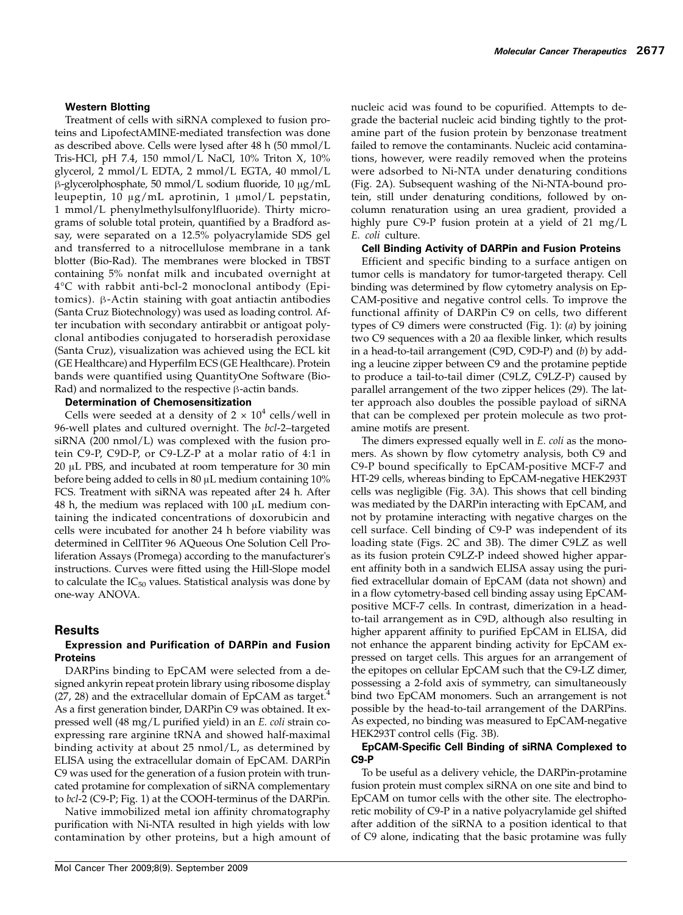#### Western Blotting

Treatment of cells with siRNA complexed to fusion proteins and LipofectAMINE-mediated transfection was done as described above. Cells were lysed after 48 h (50 mmol/L Tris-HCl, pH 7.4, 150 mmol/L NaCl, 10% Triton X, 10% glycerol, 2 mmol/L EDTA, 2 mmol/L EGTA, 40 mmol/L β-glycerolphosphate, 50 mmol/L sodium fluoride, 10 μg/mL leupeptin, 10 μg/mL aprotinin, 1 μmol/L pepstatin, 1 mmol/L phenylmethylsulfonylfluoride). Thirty micrograms of soluble total protein, quantified by a Bradford assay, were separated on a 12.5% polyacrylamide SDS gel and transferred to a nitrocellulose membrane in a tank blotter (Bio-Rad). The membranes were blocked in TBST containing 5% nonfat milk and incubated overnight at 4°C with rabbit anti-bcl-2 monoclonal antibody (Epitomics). β-Actin staining with goat antiactin antibodies (Santa Cruz Biotechnology) was used as loading control. After incubation with secondary antirabbit or antigoat polyclonal antibodies conjugated to horseradish peroxidase (Santa Cruz), visualization was achieved using the ECL kit (GE Healthcare) and Hyperfilm ECS (GE Healthcare). Protein bands were quantified using QuantityOne Software (Bio-Rad) and normalized to the respective β-actin bands.

#### Determination of Chemosensitization

Cells were seeded at a density of $2 \times 10^4$ cells/well in 96-well plates and cultured overnight. The *bcl*-2–targeted siRNA (200 nmol/L) was complexed with the fusion protein C9-P, C9D-P, or C9-LZ-P at a molar ratio of 4:1 in 20 μL PBS, and incubated at room temperature for 30 min before being added to cells in 80 μL medium containing 10% FCS. Treatment with siRNA was repeated after 24 h. After 48 h, the medium was replaced with 100 μL medium containing the indicated concentrations of doxorubicin and cells were incubated for another 24 h before viability was determined in CellTiter 96 AQueous One Solution Cell Proliferation Assays (Promega) according to the manufacturer's instructions. Curves were fitted using the Hill-Slope model to calculate the $IC_{50}$ values. Statistical analysis was done by one-way ANOVA.

## Results

#### Expression and Purification of DARPin and Fusion Proteins

DARPins binding to EpCAM were selected from a designed ankyrin repeat protein library using ribosome display (27, 28) and the extracellular domain of EpCAM as target.[4] As a first generation binder, DARPin C9 was obtained. It expressed well (48 mg/L purified yield) in an *E. coli* strain coexpressing rare arginine tRNA and showed half-maximal binding activity at about 25 nmol/L, as determined by ELISA using the extracellular domain of EpCAM. DARPin C9 was used for the generation of a fusion protein with truncated protamine for complexation of siRNA complementary to *bcl*-2 (C9-P; Fig. 1) at the COOH-terminus of the DARPin.

Native immobilized metal ion affinity chromatography purification with Ni-NTA resulted in high yields with low contamination by other proteins, but a high amount of nucleic acid was found to be copurified. Attempts to degrade the bacterial nucleic acid binding tightly to the protamine part of the fusion protein by benzonase treatment failed to remove the contaminants. Nucleic acid contaminations, however, were readily removed when the proteins were adsorbed to Ni-NTA under denaturing conditions (Fig. 2A). Subsequent washing of the Ni-NTA-bound protein, still under denaturing conditions, followed by on-column renaturation using an urea gradient, provided a highly pure C9-P fusion protein at a yield of 21 mg/L *E. coli* culture.

#### Cell Binding Activity of DARPin and Fusion Proteins

Efficient and specific binding to a surface antigen on tumor cells is mandatory for tumor-targeted therapy. Cell binding was determined by flow cytometry analysis on EpCAM-positive and negative control cells. To improve the functional affinity of DARPin C9 on cells, two different types of C9 dimers were constructed (Fig. 1): (*a*) by joining two C9 sequences with a 20 aa flexible linker, which results in a head-to-tail arrangement (C9D, C9D-P) and (*b*) by adding a leucine zipper between C9 and the protamine peptide to produce a tail-to-tail dimer (C9LZ, C9LZ-P) caused by parallel arrangement of the two zipper helices (29). The latter approach also doubles the possible payload of siRNA that can be complexed per protein molecule as two protamine motifs are present.

The dimers expressed equally well in *E. coli* as the monomers. As shown by flow cytometry analysis, both C9 and C9-P bound specifically to EpCAM-positive MCF-7 and HT-29 cells, whereas binding to EpCAM-negative HEK293T cells was negligible (Fig. 3A). This shows that cell binding was mediated by the DARPin interacting with EpCAM, and not by protamine interacting with negative charges on the cell surface. Cell binding of C9-P was independent of its loading state (Figs. 2C and 3B). The dimer C9LZ as well as its fusion protein C9LZ-P indeed showed higher apparent affinity both in a sandwich ELISA assay using the purified extracellular domain of EpCAM (data not shown) and in a flow cytometry-based cell binding assay using EpCAM-positive MCF-7 cells. In contrast, dimerization in a head-to-tail arrangement as in C9D, although also resulting in higher apparent affinity to purified EpCAM in ELISA, did not enhance the apparent binding activity for EpCAM expressed on target cells. This argues for an arrangement of the epitopes on cellular EpCAM such that the C9-LZ dimer, possessing a 2-fold axis of symmetry, can simultaneously bind two EpCAM monomers. Such an arrangement is not possible by the head-to-tail arrangement of the DARPins. As expected, no binding was measured to EpCAM-negative HEK293T control cells (Fig. 3B).

#### EpCAM-Specific Cell Binding of siRNA Complexed to C9-P

To be useful as a delivery vehicle, the DARPin-protamine fusion protein must complex siRNA on one site and bind to EpCAM on tumor cells with the other site. The electrophoretic mobility of C9-P in a native polyacrylamide gel shifted after addition of the siRNA to a position identical to that of C9 alone, indicating that the basic protamine was fully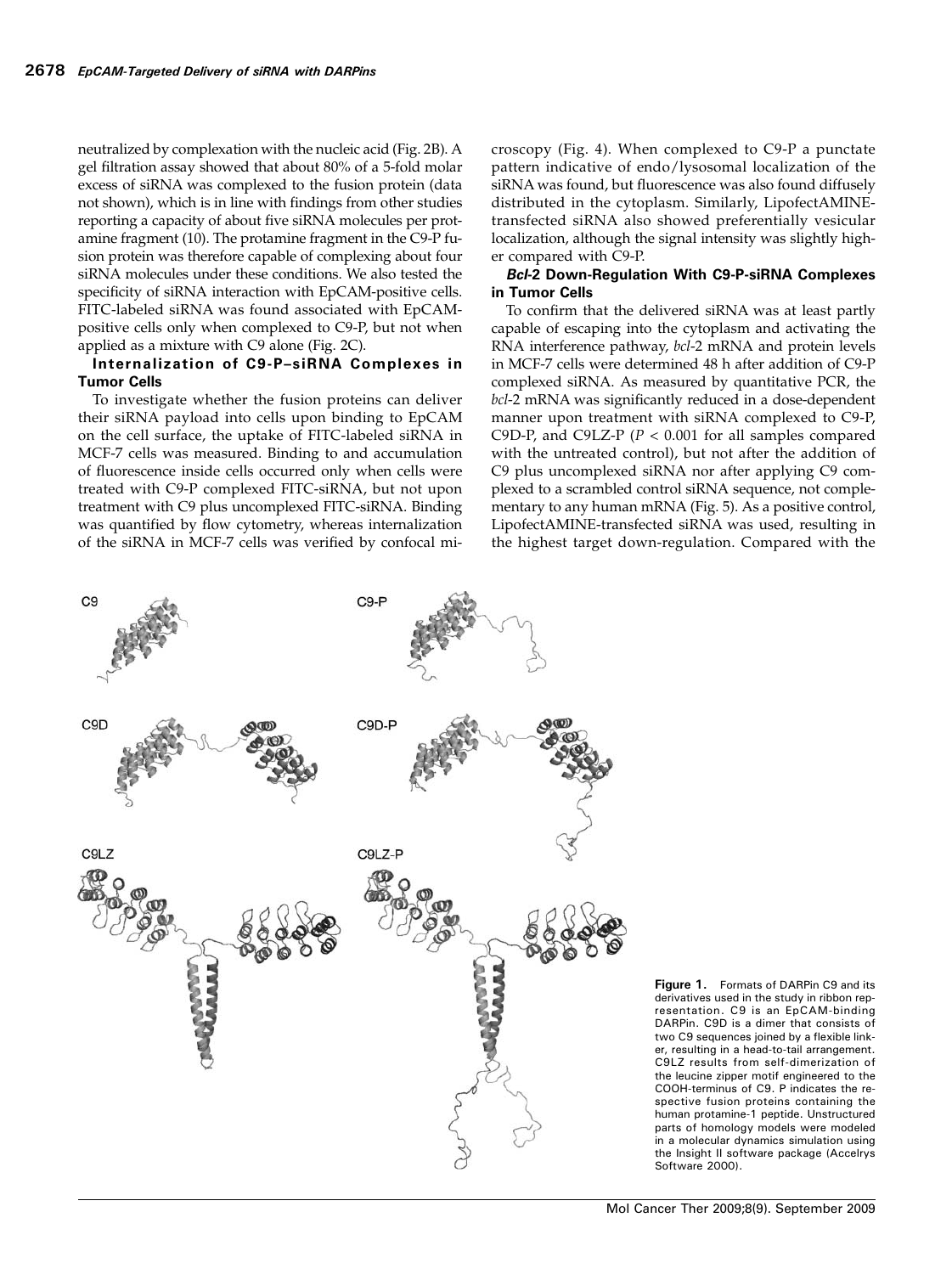neutralized by complexation with the nucleic acid (Fig. 2B). A gel filtration assay showed that about 80% of a 5-fold molar excess of siRNA was complexed to the fusion protein (data not shown), which is in line with findings from other studies reporting a capacity of about five siRNA molecules per protamine fragment (10). The protamine fragment in the C9-P fusion protein was therefore capable of complexing about four siRNA molecules under these conditions. We also tested the specificity of siRNA interaction with EpCAM-positive cells. FITC-labeled siRNA was found associated with EpCAM-positive cells only when complexed to C9-P, but not when applied as a mixture with C9 alone (Fig. 2C).

### Internalization of C9-P–siRNA Complexes in Tumor Cells

To investigate whether the fusion proteins can deliver their siRNA payload into cells upon binding to EpCAM on the cell surface, the uptake of FITC-labeled siRNA in MCF-7 cells was measured. Binding to and accumulation of fluorescence inside cells occurred only when cells were treated with C9-P complexed FITC-siRNA, but not upon treatment with C9 plus uncomplexed FITC-siRNA. Binding was quantified by flow cytometry, whereas internalization of the siRNA in MCF-7 cells was verified by confocal microscopy (Fig. 4). When complexed to C9-P a punctate pattern indicative of endo/lysosomal localization of the siRNA was found, but fluorescence was also found diffusely distributed in the cytoplasm. Similarly, LipofectAMINE-transfected siRNA also showed preferentially vesicular localization, although the signal intensity was slightly higher compared with C9-P.

### *Bcl-2* Down-Regulation With C9-P-siRNA Complexes in Tumor Cells

To confirm that the delivered siRNA was at least partly capable of escaping into the cytoplasm and activating the RNA interference pathway, *bcl*-2 mRNA and protein levels in MCF-7 cells were determined 48 h after addition of C9-P complexed siRNA. As measured by quantitative PCR, the *bcl*-2 mRNA was significantly reduced in a dose-dependent manner upon treatment with siRNA complexed to C9-P, C9D-P, and C9LZ-P ($P < 0.001$ for all samples compared with the untreated control), but not after the addition of C9 plus uncomplexed siRNA nor after applying C9 complexed to a scrambled control siRNA sequence, not complementary to any human mRNA (Fig. 5). As a positive control, LipofectAMINE-transfected siRNA was used, resulting in the highest target down-regulation. Compared with the

**Figure 1.** Formats of DARPin C9 and its derivatives used in the study in ribbon representation. C9 is an EpCAM-binding DARPin. C9D is a dimer that consists of two C9 sequences joined by a flexible linker, resulting in a head-to-tail arrangement. C9LZ results from self-dimerization of the leucine zipper motif engineered to the COOH-terminus of C9. P indicates the respective fusion proteins containing the human protamine-1 peptide. Unstructured parts of homology models were modeled in a molecular dynamics simulation using the Insight II software package (Accelrys Software 2000).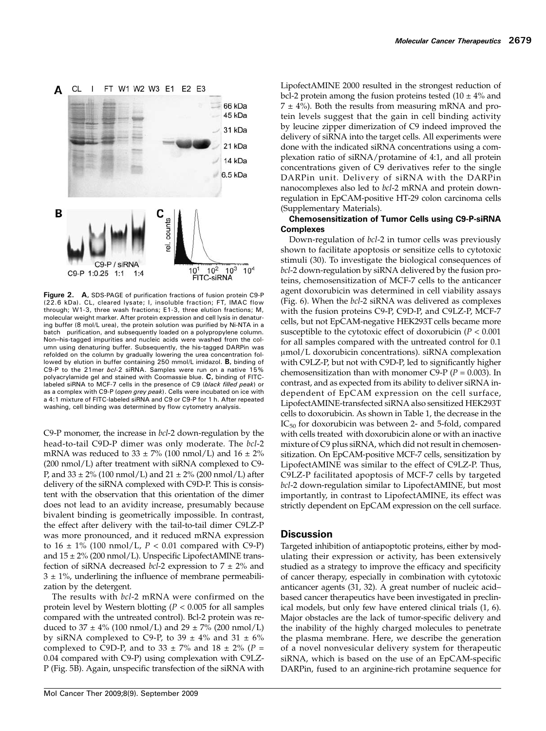**Figure 2.** **A,** SDS-PAGE of purification fractions of fusion protein C9-P (22.6 kDa). CL, cleared lysate; I, insoluble fraction; FT, IMAC flow through; W1-3, three wash fractions; E1-3, three elution fractions; M, molecular weight marker. After protein expression and cell lysis in denaturing buffer (8 mol/L urea), the protein solution was purified by Ni-NTA in a batch purification, and subsequently loaded on a polypropylene column. Non–his-tagged impurities and nucleic acids were washed from the column using denaturing buffer. Subsequently, the his-tagged DARPin was refolded on the column by gradually lowering the urea concentration followed by elution in buffer containing 250 mmol/L imidazol. **B,** binding of C9-P to the 21mer *bcl*-2 siRNA. Samples were run on a native 15% polyacrylamide gel and stained with Coomassie blue. **C,** binding of FITC-labeled siRNA to MCF-7 cells in the presence of C9 (*black filled peak*) or as a complex with C9-P (*open grey peak*). Cells were incubated on ice with a 4:1 mixture of FITC-labeled siRNA and C9 or C9-P for 1 h. After repeated washing, cell binding was determined by flow cytometry analysis.

C9-P monomer, the increase in *bcl*-2 down-regulation by the head-to-tail C9D-P dimer was only moderate. The *bcl*-2 mRNA was reduced to 33 ± 7% (100 nmol/L) and 16 ± 2% (200 nmol/L) after treatment with siRNA complexed to C9-P, and 33 ± 2% (100 nmol/L) and 21 ± 2% (200 nmol/L) after delivery of the siRNA complexed with C9D-P. This is consistent with the observation that this orientation of the dimer does not lead to an avidity increase, presumably because bivalent binding is geometrically impossible. In contrast, the effect after delivery with the tail-to-tail dimer C9LZ-P was more pronounced, and it reduced mRNA expression to 16 ± 1% (100 nmol/L, $P < 0.01$ compared with C9-P) and 15 ± 2% (200 nmol/L). Unspecific LipofectAMINE transfection of siRNA decreased *bcl*-2 expression to 7 ± 2% and 3 ± 1%, underlining the influence of membrane permeabilization by the detergent.

The results with *bcl*-2 mRNA were confirmed on the protein level by Western blotting ($P < 0.005$ for all samples compared with the untreated control). Bcl-2 protein was reduced to 37 ± 4% (100 nmol/L) and 29 ± 7% (200 nmol/L) by siRNA complexed to C9-P, to 39 ± 4% and 31 ± 6% complexed to C9D-P, and to 33 ± 7% and 18 ± 2% ($P = 0.04$ compared with C9-P) using complexation with C9LZ-P (Fig. 5B). Again, unspecific transfection of the siRNA with LipofectAMINE 2000 resulted in the strongest reduction of bcl-2 protein among the fusion proteins tested (10 ± 4% and 7 ± 4%). Both the results from measuring mRNA and protein levels suggest that the gain in cell binding activity by leucine zipper dimerization of C9 indeed improved the delivery of siRNA into the target cells. All experiments were done with the indicated siRNA concentrations using a complexation ratio of siRNA/protamine of 4:1, and all protein concentrations given of C9 derivatives refer to the single DARPin unit. Delivery of siRNA with the DARPin nanocomplexes also led to *bcl*-2 mRNA and protein down-regulation in EpCAM-positive HT-29 colon carcinoma cells (Supplementary Materials).

### Chemosensitization of Tumor Cells using C9-P-siRNA Complexes

Down-regulation of *bcl*-2 in tumor cells was previously shown to facilitate apoptosis or sensitize cells to cytotoxic stimuli (30). To investigate the biological consequences of *bcl*-2 down-regulation by siRNA delivered by the fusion proteins, chemosensitization of MCF-7 cells to the anticancer agent doxorubicin was determined in cell viability assays (Fig. 6). When the *bcl*-2 siRNA was delivered as complexes with the fusion proteins C9-P, C9D-P, and C9LZ-P, MCF-7 cells, but not EpCAM-negative HEK293T cells became more susceptible to the cytotoxic effect of doxorubicin ($P < 0.001$ for all samples compared with the untreated control for 0.1 μmol/L doxorubicin concentrations). siRNA complexation with C9LZ-P, but not with C9D-P, led to significantly higher chemosensitization than with monomer C9-P ($P = 0.003$). In contrast, and as expected from its ability to deliver siRNA independent of EpCAM expression on the cell surface, LipofectAMINE-transfected siRNA also sensitized HEK293T cells to doxorubicin. As shown in Table 1, the decrease in the $IC_{50}$ for doxorubicin was between 2- and 5-fold, compared with cells treated with doxorubicin alone or with an inactive mixture of C9 plus siRNA, which did not result in chemosensitization. On EpCAM-positive MCF-7 cells, sensitization by LipofectAMINE was similar to the effect of C9LZ-P. Thus, C9LZ-P facilitated apoptosis of MCF-7 cells by targeted *bcl*-2 down-regulation similar to LipofectAMINE, but most importantly, in contrast to LipofectAMINE, its effect was strictly dependent on EpCAM expression on the cell surface.

## Discussion

Targeted inhibition of antiapoptotic proteins, either by modulating their expression or activity, has been extensively studied as a strategy to improve the efficacy and specificity of cancer therapy, especially in combination with cytotoxic anticancer agents (31, 32). A great number of nucleic acid–based cancer therapeutics have been investigated in preclinical models, but only few have entered clinical trials (1, 6). Major obstacles are the lack of tumor-specific delivery and the inability of the highly charged molecules to penetrate the plasma membrane. Here, we describe the generation of a novel nonvesicular delivery system for therapeutic siRNA, which is based on the use of an EpCAM-specific DARPin, fused to an arginine-rich protamine sequence for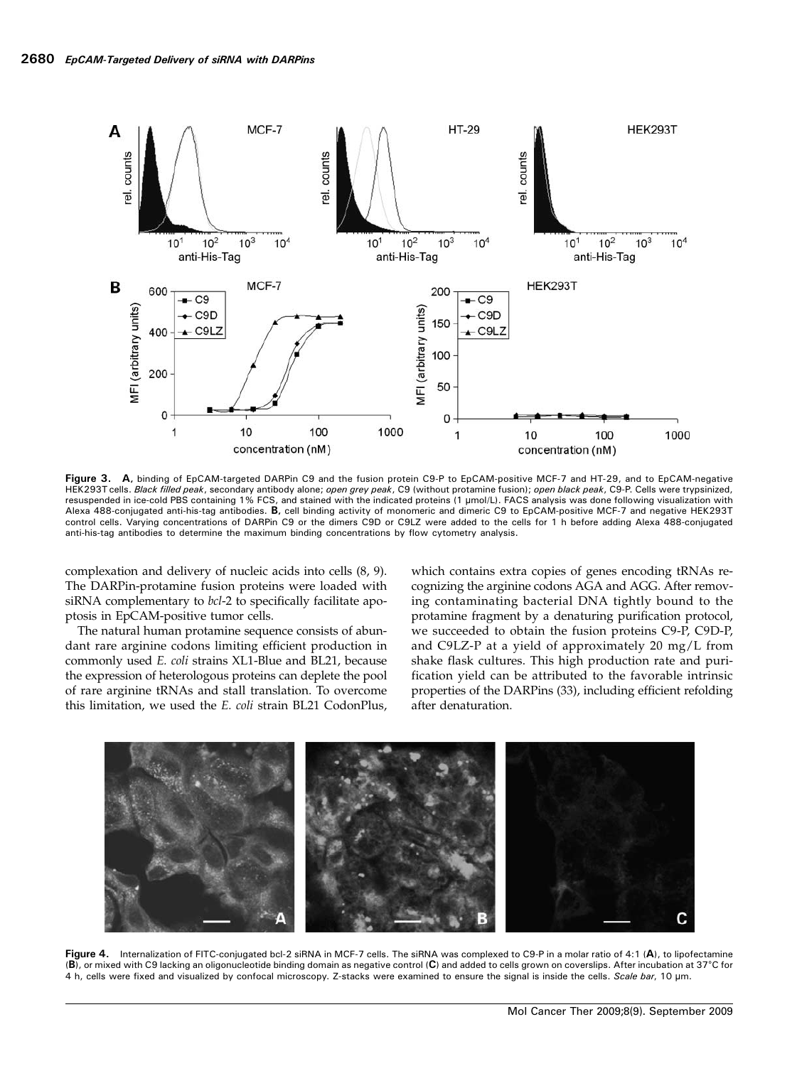**Figure 3.** **A,** binding of EpCAM-targeted DARPin C9 and the fusion protein C9-P to EpCAM-positive MCF-7 and HT-29, and to EpCAM-negative HEK293T cells. *Black filled peak*, secondary antibody alone; *open grey peak*, C9 (without protamine fusion); *open black peak*, C9-P. Cells were trypsinized, resuspended in ice-cold PBS containing 1% FCS, and stained with the indicated proteins (1 μmol/L). FACS analysis was done following visualization with Alexa 488-conjugated anti-his-tag antibodies. **B,** cell binding activity of monomeric and dimeric C9 to EpCAM-positive MCF-7 and negative HEK293T control cells. Varying concentrations of DARPin C9 or the dimers C9D or C9LZ were added to the cells for 1 h before adding Alexa 488-conjugated anti-his-tag antibodies to determine the maximum binding concentrations by flow cytometry analysis.

complexation and delivery of nucleic acids into cells (8, 9). The DARPin-protamine fusion proteins were loaded with siRNA complementary to *bcl*-2 to specifically facilitate apoptosis in EpCAM-positive tumor cells.

The natural human protamine sequence consists of abundant rare arginine codons limiting efficient production in commonly used *E. coli* strains XL1-Blue and BL21, because the expression of heterologous proteins can deplete the pool of rare arginine tRNAs and stall translation. To overcome this limitation, we used the *E. coli* strain BL21 CodonPlus, which contains extra copies of genes encoding tRNAs recognizing the arginine codons AGA and AGG. After removing contaminating bacterial DNA tightly bound to the protamine fragment by a denaturing purification protocol, we succeeded to obtain the fusion proteins C9-P, C9D-P, and C9LZ-P at a yield of approximately 20 mg/L from shake flask cultures. This high production rate and purification yield can be attributed to the favorable intrinsic properties of the DARPins (33), including efficient refolding after denaturation.

**Figure 4.** Internalization of FITC-conjugated bcl-2 siRNA in MCF-7 cells. The siRNA was complexed to C9-P in a molar ratio of 4:1 (**A**), to lipofectamine (**B**), or mixed with C9 lacking an oligonucleotide binding domain as negative control (**C**) and added to cells grown on coverslips. After incubation at 37°C for 4 h, cells were fixed and visualized by confocal microscopy. Z-stacks were examined to ensure the signal is inside the cells. *Scale bar*, 10 μm.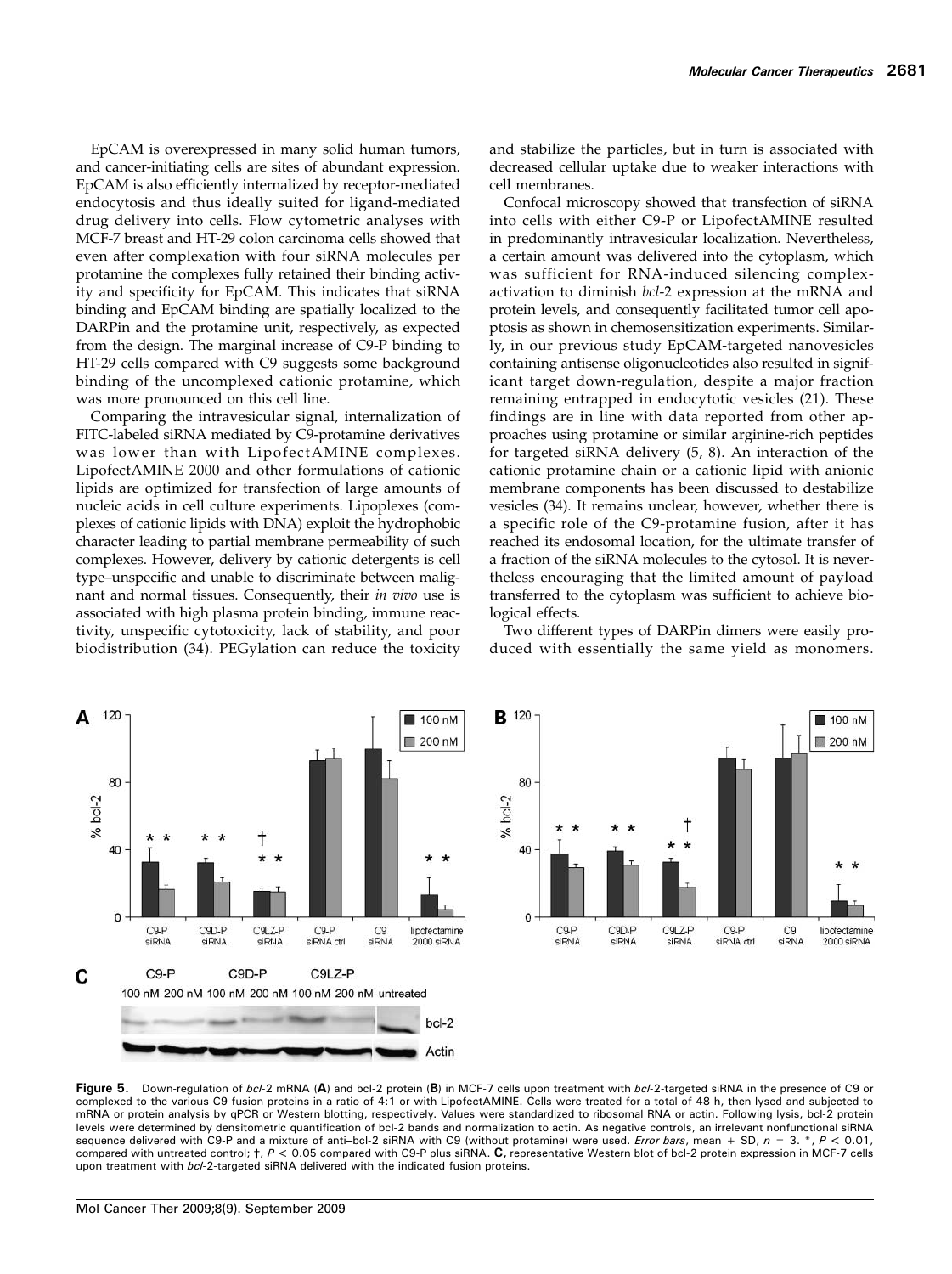EpCAM is overexpressed in many solid human tumors, and cancer-initiating cells are sites of abundant expression. EpCAM is also efficiently internalized by receptor-mediated endocytosis and thus ideally suited for ligand-mediated drug delivery into cells. Flow cytometric analyses with MCF-7 breast and HT-29 colon carcinoma cells showed that even after complexation with four siRNA molecules per protamine the complexes fully retained their binding activity and specificity for EpCAM. This indicates that siRNA binding and EpCAM binding are spatially localized to the DARPin and the protamine unit, respectively, as expected from the design. The marginal increase of C9-P binding to HT-29 cells compared with C9 suggests some background binding of the uncomplexed cationic protamine, which was more pronounced on this cell line.

Comparing the intravesicular signal, internalization of FITC-labeled siRNA mediated by C9-protamine derivatives was lower than with LipofectAMINE complexes. LipofectAMINE 2000 and other formulations of cationic lipids are optimized for transfection of large amounts of nucleic acids in cell culture experiments. Lipoplexes (complexes of cationic lipids with DNA) exploit the hydrophobic character leading to partial membrane permeability of such complexes. However, delivery by cationic detergents is cell type–unspecific and unable to discriminate between malignant and normal tissues. Consequently, their *in vivo* use is associated with high plasma protein binding, immune reactivity, unspecific cytotoxicity, lack of stability, and poor biodistribution (34). PEGylation can reduce the toxicity and stabilize the particles, but in turn is associated with decreased cellular uptake due to weaker interactions with cell membranes.

Confocal microscopy showed that transfection of siRNA into cells with either C9-P or LipofectAMINE resulted in predominantly intravesicular localization. Nevertheless, a certain amount was delivered into the cytoplasm, which was sufficient for RNA-induced silencing complex-activation to diminish *bcl*-2 expression at the mRNA and protein levels, and consequently facilitated tumor cell apoptosis as shown in chemosensitization experiments. Similarly, in our previous study EpCAM-targeted nanovesicles containing antisense oligonucleotides also resulted in significant target down-regulation, despite a major fraction remaining entrapped in endocytotic vesicles (21). These findings are in line with data reported from other approaches using protamine or similar arginine-rich peptides for targeted siRNA delivery (5, 8). An interaction of the cationic protamine chain or a cationic lipid with anionic membrane components has been discussed to destabilize vesicles (34). It remains unclear, however, whether there is a specific role of the C9-protamine fusion, after it has reached its endosomal location, for the ultimate transfer of a fraction of the siRNA molecules to the cytosol. It is nevertheless encouraging that the limited amount of payload transferred to the cytoplasm was sufficient to achieve biological effects.

Two different types of DARPin dimers were easily produced with essentially the same yield as monomers.

**Figure 5.** Down-regulation of *bcl*-2 mRNA (**A**) and bcl-2 protein (**B**) in MCF-7 cells upon treatment with *bcl*-2-targeted siRNA in the presence of C9 or complexed to the various C9 fusion proteins in a ratio of 4:1 or with LipofectAMINE. Cells were treated for a total of 48 h, then lysed and subjected to mRNA or protein analysis by qPCR or Western blotting, respectively. Values were standardized to ribosomal RNA or actin. Following lysis, bcl-2 protein levels were determined by densitometric quantification of bcl-2 bands and normalization to actin. As negative controls, an irrelevant nonfunctional siRNA sequence delivered with C9-P and a mixture of anti–bcl-2 siRNA with C9 (without protamine) were used. *Error bars*, mean + SD, $n = 3$. *, $P < 0.01$, compared with untreated control; †, $P < 0.05$ compared with C9-P plus siRNA. **C,** representative Western blot of bcl-2 protein expression in MCF-7 cells upon treatment with *bcl*-2-targeted siRNA delivered with the indicated fusion proteins.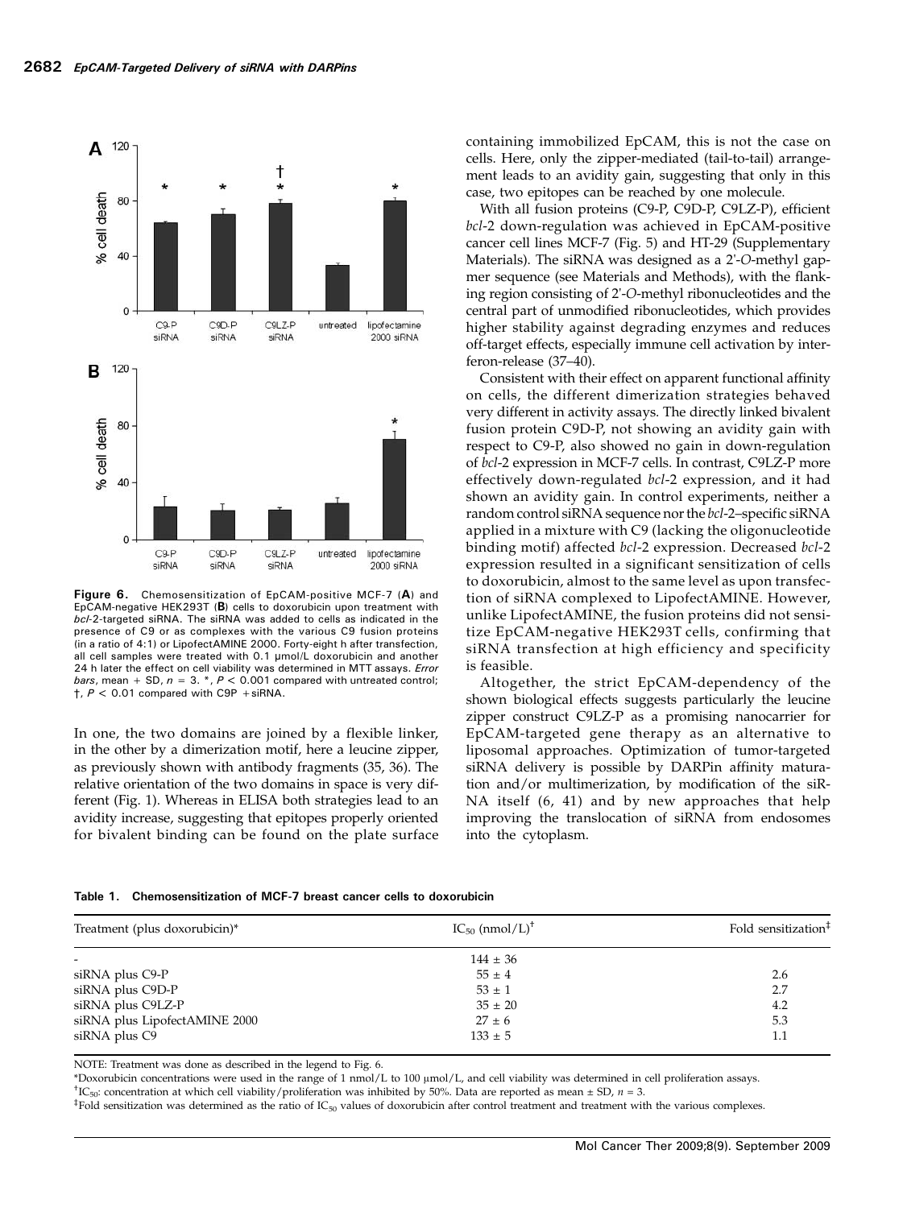**Figure 6.** Chemosensitization of EpCAM-positive MCF-7 (**A**) and EpCAM-negative HEK293T (**B**) cells to doxorubicin upon treatment with *bcl*-2-targeted siRNA. The siRNA was added to cells as indicated in the presence of C9 or as complexes with the various C9 fusion proteins (in a ratio of 4:1) or LipofectAMINE 2000. Forty-eight h after transfection, all cell samples were treated with 0.1 μmol/L doxorubicin and another 24 h later the effect on cell viability was determined in MTT assays. *Error bars*, mean + SD, $n = 3$. *, $P < 0.001$ compared with untreated control; †, $P < 0.01$ compared with C9P +siRNA.

In one, the two domains are joined by a flexible linker, in the other by a dimerization motif, here a leucine zipper, as previously shown with antibody fragments (35, 36). The relative orientation of the two domains in space is very different (Fig. 1). Whereas in ELISA both strategies lead to an avidity increase, suggesting that epitopes properly oriented for bivalent binding can be found on the plate surface containing immobilized EpCAM, this is not the case on cells. Here, only the zipper-mediated (tail-to-tail) arrangement leads to an avidity gain, suggesting that only in this case, two epitopes can be reached by one molecule.

With all fusion proteins (C9-P, C9D-P, C9LZ-P), efficient *bcl*-2 down-regulation was achieved in EpCAM-positive cancer cell lines MCF-7 (Fig. 5) and HT-29 (Supplementary Materials). The siRNA was designed as a 2'-*O*-methyl gapmer sequence (see Materials and Methods), with the flanking region consisting of 2'-*O*-methyl ribonucleotides and the central part of unmodified ribonucleotides, which provides higher stability against degrading enzymes and reduces off-target effects, especially immune cell activation by interferon-release (37–40).

Consistent with their effect on apparent functional affinity on cells, the different dimerization strategies behaved very different in activity assays. The directly linked bivalent fusion protein C9D-P, not showing an avidity gain with respect to C9-P, also showed no gain in down-regulation of *bcl*-2 expression in MCF-7 cells. In contrast, C9LZ-P more effectively down-regulated *bcl*-2 expression, and it had shown an avidity gain. In control experiments, neither a random control siRNA sequence nor the *bcl*-2–specific siRNA applied in a mixture with C9 (lacking the oligonucleotide binding motif) affected *bcl*-2 expression. Decreased *bcl*-2 expression resulted in a significant sensitization of cells to doxorubicin, almost to the same level as upon transfection of siRNA complexed to LipofectAMINE. However, unlike LipofectAMINE, the fusion proteins did not sensitize EpCAM-negative HEK293T cells, confirming that siRNA transfection at high efficiency and specificity is feasible.

Altogether, the strict EpCAM-dependency of the shown biological effects suggests particularly the leucine zipper construct C9LZ-P as a promising nanocarrier for EpCAM-targeted gene therapy as an alternative to liposomal approaches. Optimization of tumor-targeted siRNA delivery is possible by DARPin affinity maturation and/or multimerization, by modification of the siRNA itself (6, 41) and by new approaches that help improving the translocation of siRNA from endosomes into the cytoplasm.

**Table 1. Chemosensitization of MCF-7 breast cancer cells to doxorubicin**

| Treatment (plus doxorubicin)* | $IC_{50}$ (nmol/L)[†] | Fold sensitization[‡] |
|---|---|---|
| - | 144 ± 36 | |
| siRNA plus C9-P | 55 ± 4 | 2.6 |
| siRNA plus C9D-P | 53 ± 1 | 2.7 |
| siRNA plus C9LZ-P | 35 ± 20 | 4.2 |
| siRNA plus LipofectAMINE 2000 | 27 ± 6 | 5.3 |
| siRNA plus C9 | 133 ± 5 | 1.1 |

NOTE: Treatment was done as described in the legend to Fig. 6.

*Doxorubicin concentrations were used in the range of 1 nmol/L to 100 μmol/L, and cell viability was determined in cell proliferation assays.

[†] $IC_{50}$: concentration at which cell viability/proliferation was inhibited by 50%. Data are reported as mean ± SD, $n = 3$.

[‡] Fold sensitization was determined as the ratio of $IC_{50}$ values of doxorubicin after control treatment and treatment with the various complexes.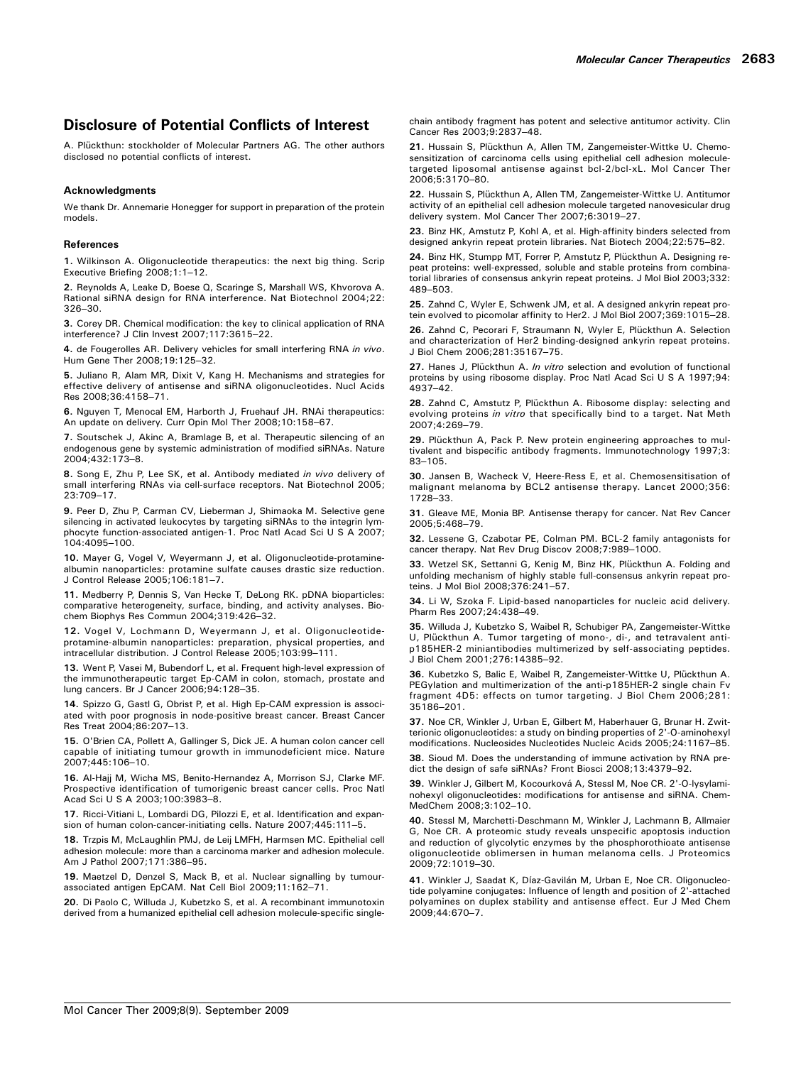## Disclosure of Potential Conflicts of Interest

A. Plückthun: stockholder of Molecular Partners AG. The other authors disclosed no potential conflicts of interest.

### Acknowledgments

We thank Dr. Annemarie Honegger for support in preparation of the protein models.

### References

**1.** Wilkinson A. Oligonucleotide therapeutics: the next big thing. Scrip Executive Briefing 2008;1:1–12.

**2.** Reynolds A, Leake D, Boese Q, Scaringe S, Marshall WS, Khvorova A. Rational siRNA design for RNA interference. Nat Biotechnol 2004;22: 326–30.

**3.** Corey DR. Chemical modification: the key to clinical application of RNA interference? J Clin Invest 2007;117:3615–22.

**4.** de Fougerolles AR. Delivery vehicles for small interfering RNA *in vivo*. Hum Gene Ther 2008;19:125–32.

**5.** Juliano R, Alam MR, Dixit V, Kang H. Mechanisms and strategies for effective delivery of antisense and siRNA oligonucleotides. Nucl Acids Res 2008;36:4158–71.

**6.** Nguyen T, Menocal EM, Harborth J, Fruehauf JH. RNAi therapeutics: An update on delivery. Curr Opin Mol Ther 2008;10:158–67.

**7.** Soutschek J, Akinc A, Bramlage B, et al. Therapeutic silencing of an endogenous gene by systemic administration of modified siRNAs. Nature 2004;432:173–8.

**8.** Song E, Zhu P, Lee SK, et al. Antibody mediated *in vivo* delivery of small interfering RNAs via cell-surface receptors. Nat Biotechnol 2005; 23:709–17.

**9.** Peer D, Zhu P, Carman CV, Lieberman J, Shimaoka M. Selective gene silencing in activated leukocytes by targeting siRNAs to the integrin lymphocyte function-associated antigen-1. Proc Natl Acad Sci U S A 2007; 104:4095–100.

**10.** Mayer G, Vogel V, Weyermann J, et al. Oligonucleotide-protamine-albumin nanoparticles: protamine sulfate causes drastic size reduction. J Control Release 2005;106:181–7.

**11.** Medberry P, Dennis S, Van Hecke T, DeLong RK. pDNA bioparticles: comparative heterogeneity, surface, binding, and activity analyses. Biochem Biophys Res Commun 2004;319:426–32.

**12.** Vogel V, Lochmann D, Weyermann J, et al. Oligonucleotide-protamine-albumin nanoparticles: preparation, physical properties, and intracellular distribution. J Control Release 2005;103:99–111.

**13.** Went P, Vasei M, Bubendorf L, et al. Frequent high-level expression of the immunotherapeutic target Ep-CAM in colon, stomach, prostate and lung cancers. Br J Cancer 2006;94:128–35.

**14.** Spizzo G, Gastl G, Obrist P, et al. High Ep-CAM expression is associated with poor prognosis in node-positive breast cancer. Breast Cancer Res Treat 2004;86:207–13.

**15.** O'Brien CA, Pollett A, Gallinger S, Dick JE. A human colon cancer cell capable of initiating tumour growth in immunodeficient mice. Nature 2007;445:106–10.

**16.** Al-Hajj M, Wicha MS, Benito-Hernandez A, Morrison SJ, Clarke MF. Prospective identification of tumorigenic breast cancer cells. Proc Natl Acad Sci U S A 2003;100:3983–8.

**17.** Ricci-Vitiani L, Lombardi DG, Pilozzi E, et al. Identification and expansion of human colon-cancer-initiating cells. Nature 2007;445:111–5.

**18.** Trzpis M, McLaughlin PMJ, de Leij LMFH, Harmsen MC. Epithelial cell adhesion molecule: more than a carcinoma marker and adhesion molecule. Am J Pathol 2007;171:386–95.

**19.** Maetzel D, Denzel S, Mack B, et al. Nuclear signalling by tumour-associated antigen EpCAM. Nat Cell Biol 2009;11:162–71.

**20.** Di Paolo C, Willuda J, Kubetzko S, et al. A recombinant immunotoxin derived from a humanized epithelial cell adhesion molecule-specific single-chain antibody fragment has potent and selective antitumor activity. Clin Cancer Res 2003;9:2837–48.

**21.** Hussain S, Plückthun A, Allen TM, Zangemeister-Wittke U. Chemosensitization of carcinoma cells using epithelial cell adhesion molecule-targeted liposomal antisense against bcl-2/bcl-xL. Mol Cancer Ther 2006;5:3170–80.

**22.** Hussain S, Plückthun A, Allen TM, Zangemeister-Wittke U. Antitumor activity of an epithelial cell adhesion molecule targeted nanovesicular drug delivery system. Mol Cancer Ther 2007;6:3019–27.

**23.** Binz HK, Amstutz P, Kohl A, et al. High-affinity binders selected from designed ankyrin repeat protein libraries. Nat Biotech 2004;22:575–82.

**24.** Binz HK, Stumpp MT, Forrer P, Amstutz P, Plückthun A. Designing repeat proteins: well-expressed, soluble and stable proteins from combinatorial libraries of consensus ankyrin repeat proteins. J Mol Biol 2003;332: 489–503.

**25.** Zahnd C, Wyler E, Schwenk JM, et al. A designed ankyrin repeat protein evolved to picomolar affinity to Her2. J Mol Biol 2007;369:1015–28.

**26.** Zahnd C, Pecorari F, Straumann N, Wyler E, Plückthun A. Selection and characterization of Her2 binding-designed ankyrin repeat proteins. J Biol Chem 2006;281:35167–75.

**27.** Hanes J, Plückthun A. *In vitro* selection and evolution of functional proteins by using ribosome display. Proc Natl Acad Sci U S A 1997;94: 4937–42.

**28.** Zahnd C, Amstutz P, Plückthun A. Ribosome display: selecting and evolving proteins *in vitro* that specifically bind to a target. Nat Meth 2007;4:269–79.

**29.** Plückthun A, Pack P. New protein engineering approaches to multivalent and bispecific antibody fragments. Immunotechnology 1997;3: 83–105.

**30.** Jansen B, Wacheck V, Heere-Ress E, et al. Chemosensitisation of malignant melanoma by BCL2 antisense therapy. Lancet 2000;356: 1728–33.

**31.** Gleave ME, Monia BP. Antisense therapy for cancer. Nat Rev Cancer 2005;5:468–79.

**32.** Lessene G, Czabotar PE, Colman PM. BCL-2 family antagonists for cancer therapy. Nat Rev Drug Discov 2008;7:989–1000.

**33.** Wetzel SK, Settanni G, Kenig M, Binz HK, Plückthun A. Folding and unfolding mechanism of highly stable full-consensus ankyrin repeat proteins. J Mol Biol 2008;376:241–57.

**34.** Li W, Szoka F. Lipid-based nanoparticles for nucleic acid delivery. Pharm Res 2007;24:438–49.

**35.** Willuda J, Kubetzko S, Waibel R, Schubiger PA, Zangemeister-Wittke U, Plückthun A. Tumor targeting of mono-, di-, and tetravalent anti-p185HER-2 miniantibodies multimerized by self-associating peptides. J Biol Chem 2001;276:14385–92.

**36.** Kubetzko S, Balic E, Waibel R, Zangemeister-Wittke U, Plückthun A. PEGylation and multimerization of the anti-p185HER-2 single chain Fv fragment 4D5: effects on tumor targeting. J Biol Chem 2006;281: 35186–201.

**37.** Noe CR, Winkler J, Urban E, Gilbert M, Haberhauer G, Brunar H. Zwitterionic oligonucleotides: a study on binding properties of 2'-O-aminohexyl modifications. Nucleosides Nucleotides Nucleic Acids 2005;24:1167–85.

**38.** Sioud M. Does the understanding of immune activation by RNA predict the design of safe siRNAs? Front Biosci 2008;13:4379–92.

**39.** Winkler J, Gilbert M, Kocourková A, Stessl M, Noe CR. 2'-O-lysylaminohexyl oligonucleotides: modifications for antisense and siRNA. ChemMedChem 2008;3:102–10.

**40.** Stessl M, Marchetti-Deschmann M, Winkler J, Lachmann B, Allmaier G, Noe CR. A proteomic study reveals unspecific apoptosis induction and reduction of glycolytic enzymes by the phosphorothioate antisense oligonucleotide oblimersen in human melanoma cells. J Proteomics 2009;72:1019–30.

**41.** Winkler J, Saadat K, Díaz-Gavilán M, Urban E, Noe CR. Oligonucleotide polyamine conjugates: Influence of length and position of 2'-attached polyamines on duplex stability and antisense effect. Eur J Med Chem 2009;44:670–7.